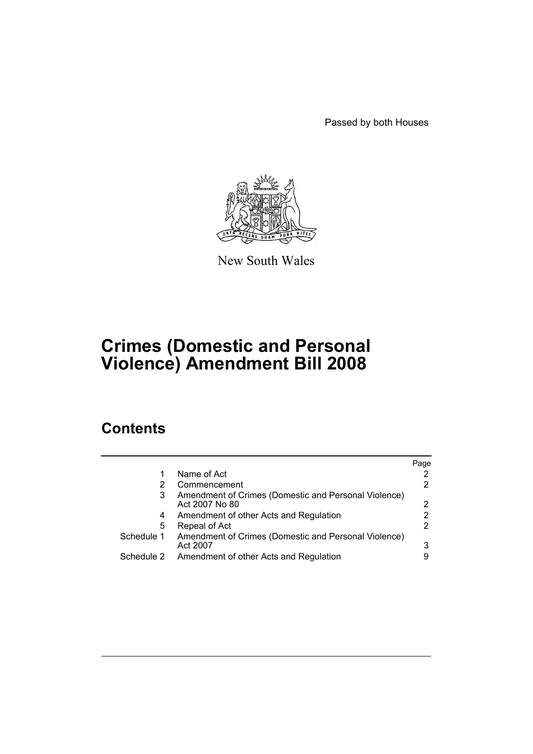Passed by both Houses

New South Wales

# Crimes (Domestic and Personal Violence) Amendment Bill 2008

## Contents

| | | Page |
|---|---|---|
| 1 | Name of Act | 2 |
| 2 | Commencement | 2 |
| 3 | Amendment of Crimes (Domestic and Personal Violence) Act 2007 No 80 | 2 |
| 4 | Amendment of other Acts and Regulation | 2 |
| 5 | Repeal of Act | 2 |
| Schedule 1 | Amendment of Crimes (Domestic and Personal Violence) Act 2007 | 3 |
| Schedule 2 | Amendment of other Acts and Regulation | 9 |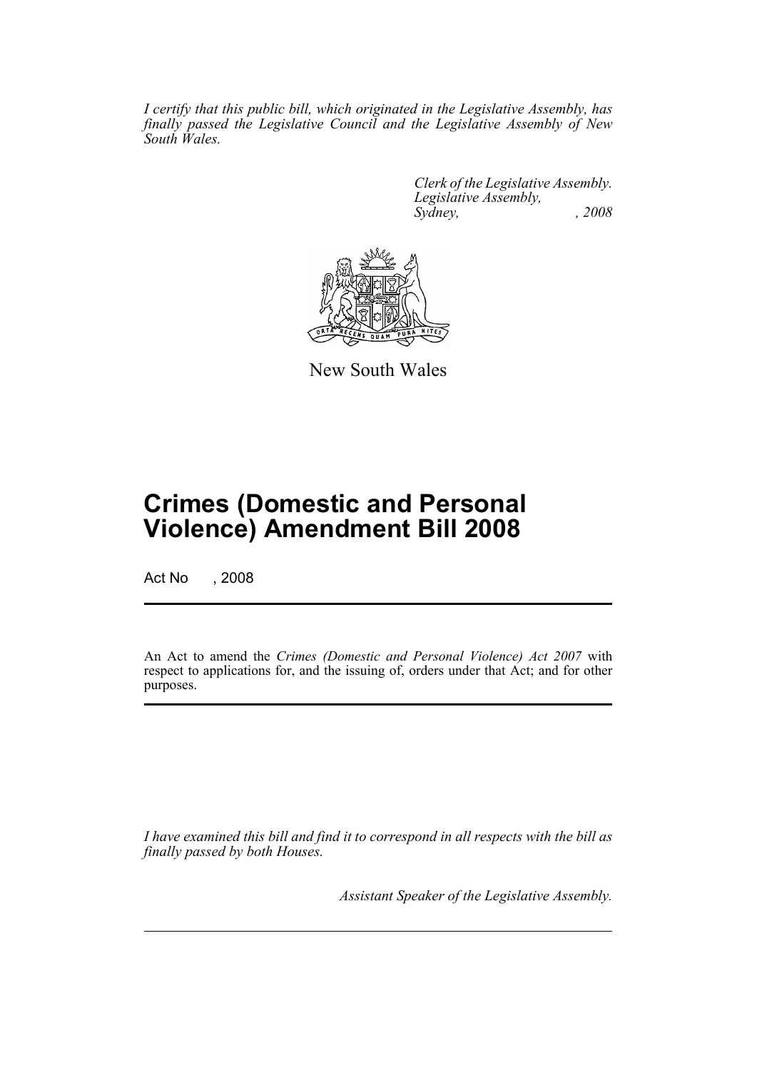*I certify that this public bill, which originated in the Legislative Assembly, has finally passed the Legislative Council and the Legislative Assembly of New South Wales.*

*Clerk of the Legislative Assembly.*
*Legislative Assembly,*
*Sydney, , 2008*

New South Wales

# Crimes (Domestic and Personal Violence) Amendment Bill 2008

Act No , 2008

An Act to amend the *Crimes (Domestic and Personal Violence) Act 2007* with respect to applications for, and the issuing of, orders under that Act; and for other purposes.

*I have examined this bill and find it to correspond in all respects with the bill as finally passed by both Houses.*

*Assistant Speaker of the Legislative Assembly.*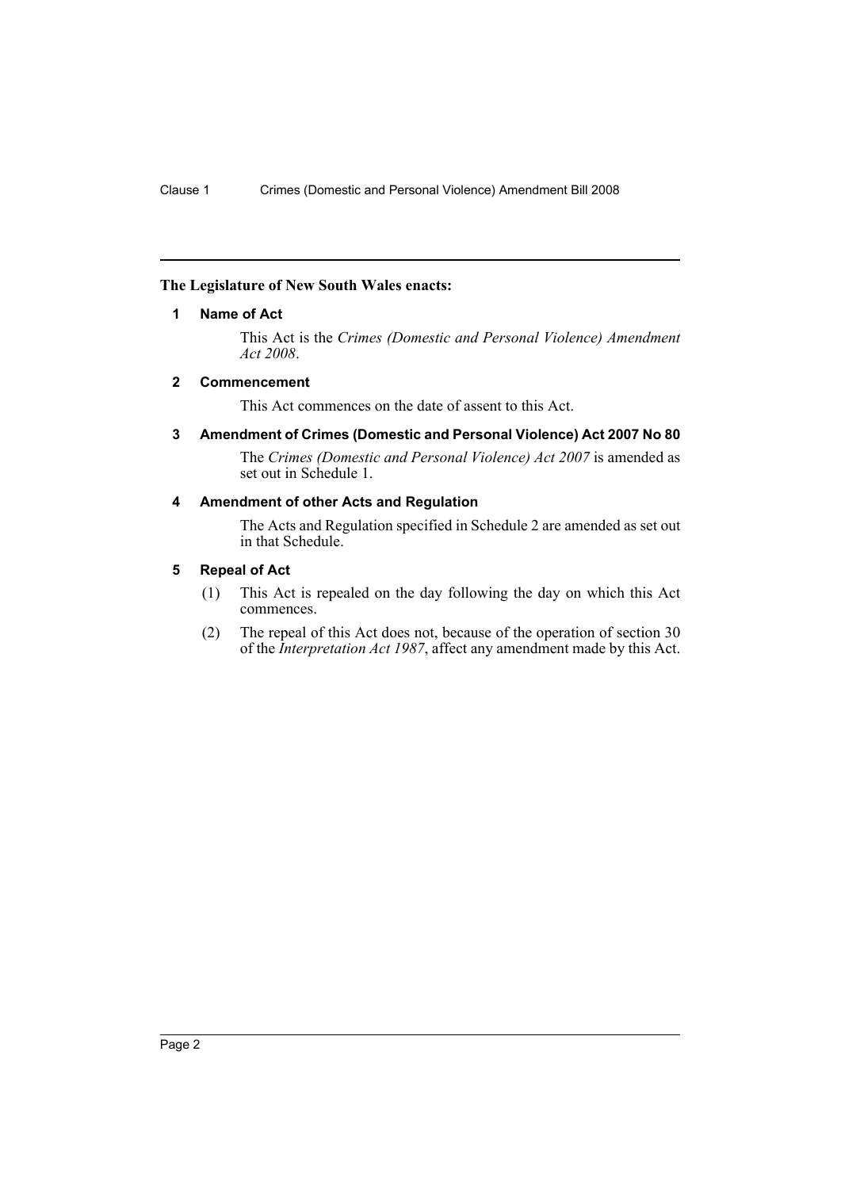**The Legislature of New South Wales enacts:**

### 1 Name of Act

This Act is the *Crimes (Domestic and Personal Violence) Amendment Act 2008*.

### 2 Commencement

This Act commences on the date of assent to this Act.

### 3 Amendment of Crimes (Domestic and Personal Violence) Act 2007 No 80

The *Crimes (Domestic and Personal Violence) Act 2007* is amended as set out in Schedule 1.

### 4 Amendment of other Acts and Regulation

The Acts and Regulation specified in Schedule 2 are amended as set out in that Schedule.

### 5 Repeal of Act

(1) This Act is repealed on the day following the day on which this Act commences.

(2) The repeal of this Act does not, because of the operation of section 30 of the *Interpretation Act 1987*, affect any amendment made by this Act.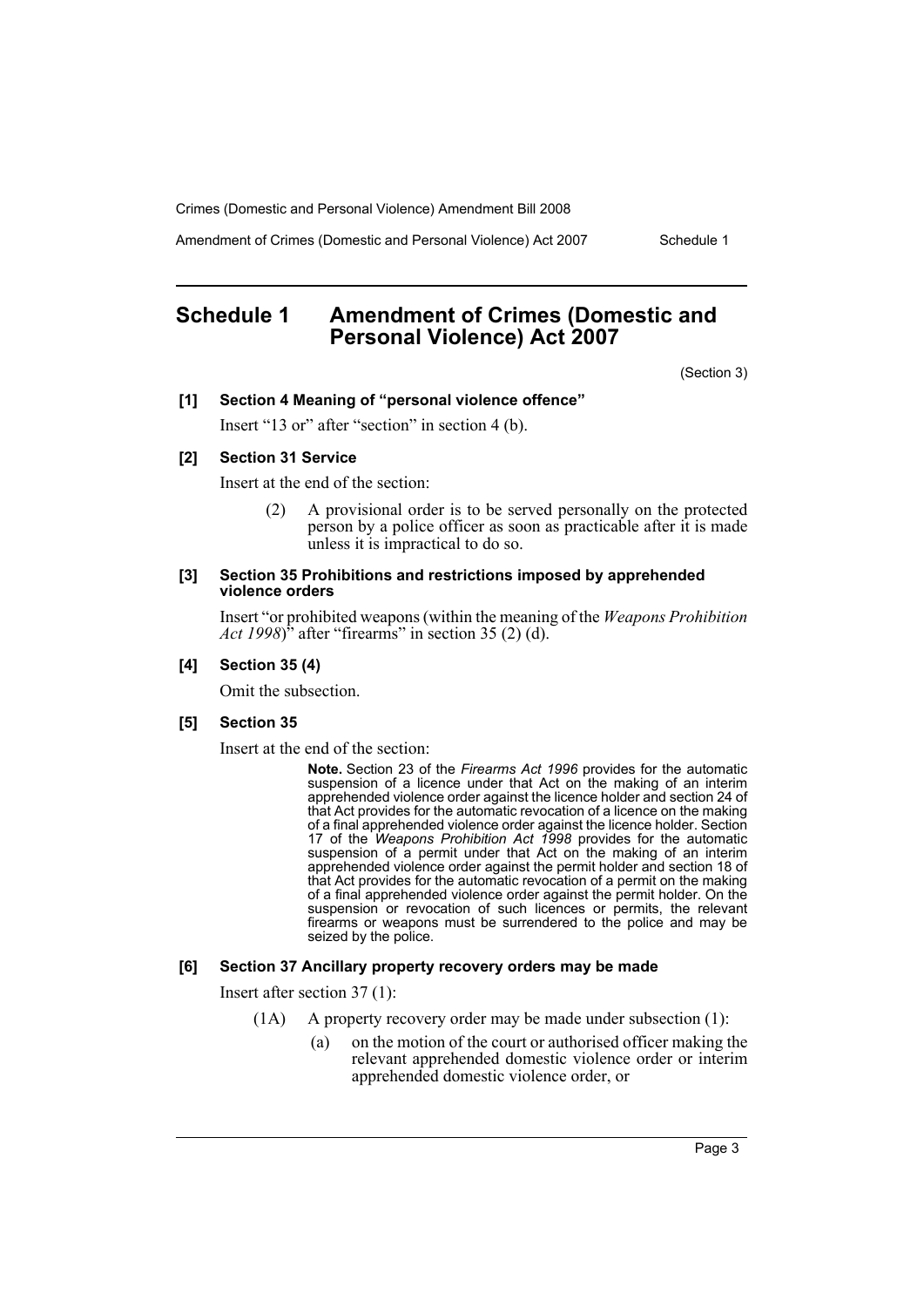# Schedule 1 Amendment of Crimes (Domestic and Personal Violence) Act 2007

(Section 3)

**[1] Section 4 Meaning of "personal violence offence"**

Insert "13 or" after "section" in section 4 (b).

**[2] Section 31 Service**

Insert at the end of the section:

> (2) A provisional order is to be served personally on the protected person by a police officer as soon as practicable after it is made unless it is impractical to do so.

**[3] Section 35 Prohibitions and restrictions imposed by apprehended violence orders**

Insert "or prohibited weapons (within the meaning of the *Weapons Prohibition Act 1998*)" after "firearms" in section 35 (2) (d).

**[4] Section 35 (4)**

Omit the subsection.

**[5] Section 35**

Insert at the end of the section:

> **Note.** Section 23 of the *Firearms Act 1996* provides for the automatic suspension of a licence under that Act on the making of an interim apprehended violence order against the licence holder and section 24 of that Act provides for the automatic revocation of a licence on the making of a final apprehended violence order against the licence holder. Section 17 of the *Weapons Prohibition Act 1998* provides for the automatic suspension of a permit under that Act on the making of an interim apprehended violence order against the permit holder and section 18 of that Act provides for the automatic revocation of a permit on the making of a final apprehended violence order against the permit holder. On the suspension or revocation of such licences or permits, the relevant firearms or weapons must be surrendered to the police and may be seized by the police.

**[6] Section 37 Ancillary property recovery orders may be made**

Insert after section 37 (1):

> (1A) A property recovery order may be made under subsection (1):
>
> (a) on the motion of the court or authorised officer making the relevant apprehended domestic violence order or interim apprehended domestic violence order, or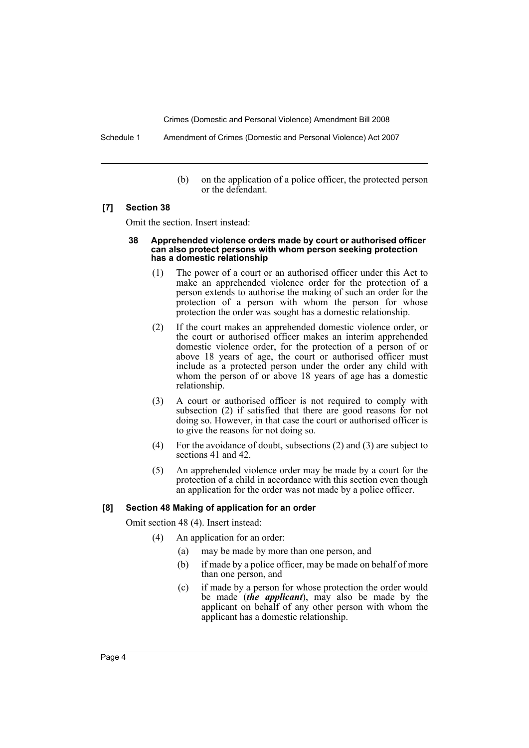(b) on the application of a police officer, the protected person or the defendant.

**[7] Section 38**

Omit the section. Insert instead:

**38 Apprehended violence orders made by court or authorised officer can also protect persons with whom person seeking protection has a domestic relationship**

(1) The power of a court or an authorised officer under this Act to make an apprehended violence order for the protection of a person extends to authorise the making of such an order for the protection of a person with whom the person for whose protection the order was sought has a domestic relationship.

(2) If the court makes an apprehended domestic violence order, or the court or authorised officer makes an interim apprehended domestic violence order, for the protection of a person of or above 18 years of age, the court or authorised officer must include as a protected person under the order any child with whom the person of or above 18 years of age has a domestic relationship.

(3) A court or authorised officer is not required to comply with subsection (2) if satisfied that there are good reasons for not doing so. However, in that case the court or authorised officer is to give the reasons for not doing so.

(4) For the avoidance of doubt, subsections (2) and (3) are subject to sections 41 and 42.

(5) An apprehended violence order may be made by a court for the protection of a child in accordance with this section even though an application for the order was not made by a police officer.

**[8] Section 48 Making of application for an order**

Omit section 48 (4). Insert instead:

(4) An application for an order:

(a) may be made by more than one person, and

(b) if made by a police officer, may be made on behalf of more than one person, and

(c) if made by a person for whose protection the order would be made (***the applicant***), may also be made by the applicant on behalf of any other person with whom the applicant has a domestic relationship.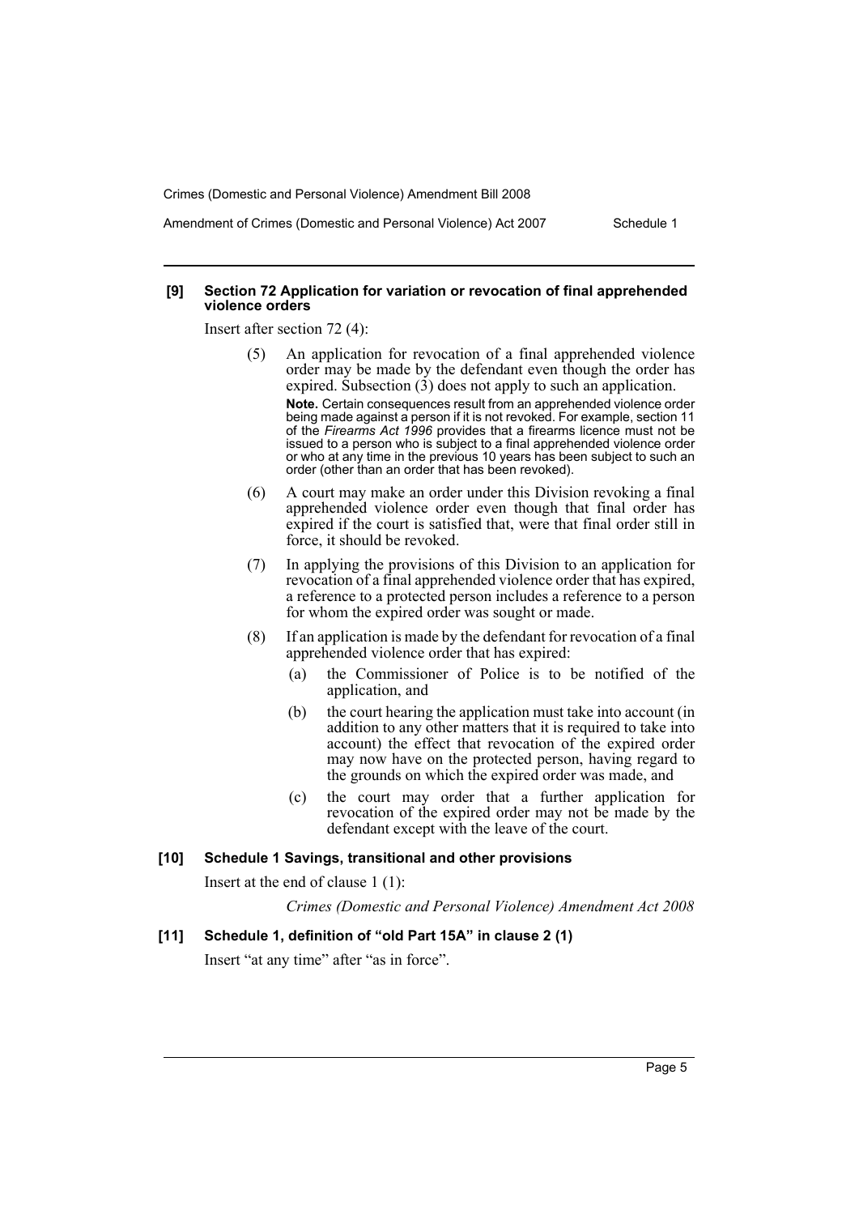#### [9] Section 72 Application for variation or revocation of final apprehended violence orders

Insert after section 72 (4):

(5) An application for revocation of a final apprehended violence order may be made by the defendant even though the order has expired. Subsection (3) does not apply to such an application.

**Note.** Certain consequences result from an apprehended violence order being made against a person if it is not revoked. For example, section 11 of the *Firearms Act 1996* provides that a firearms licence must not be issued to a person who is subject to a final apprehended violence order or who at any time in the previous 10 years has been subject to such an order (other than an order that has been revoked).

(6) A court may make an order under this Division revoking a final apprehended violence order even though that final order has expired if the court is satisfied that, were that final order still in force, it should be revoked.

(7) In applying the provisions of this Division to an application for revocation of a final apprehended violence order that has expired, a reference to a protected person includes a reference to a person for whom the expired order was sought or made.

(8) If an application is made by the defendant for revocation of a final apprehended violence order that has expired:

- (a) the Commissioner of Police is to be notified of the application, and
- (b) the court hearing the application must take into account (in addition to any other matters that it is required to take into account) the effect that revocation of the expired order may now have on the protected person, having regard to the grounds on which the expired order was made, and
- (c) the court may order that a further application for revocation of the expired order may not be made by the defendant except with the leave of the court.

#### [10] Schedule 1 Savings, transitional and other provisions

Insert at the end of clause 1 (1):

*Crimes (Domestic and Personal Violence) Amendment Act 2008*

#### [11] Schedule 1, definition of "old Part 15A" in clause 2 (1)

Insert "at any time" after "as in force".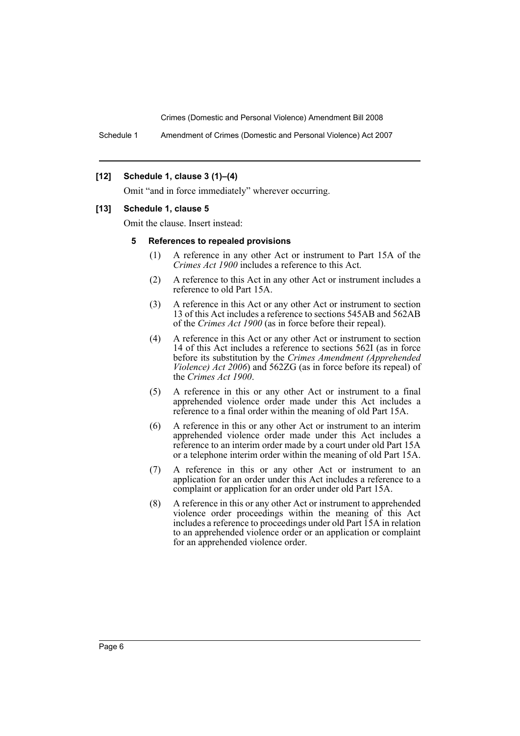**[12] Schedule 1, clause 3 (1)–(4)**

Omit "and in force immediately" wherever occurring.

**[13] Schedule 1, clause 5**

Omit the clause. Insert instead:

**5 References to repealed provisions**

(1) A reference in any other Act or instrument to Part 15A of the *Crimes Act 1900* includes a reference to this Act.

(2) A reference to this Act in any other Act or instrument includes a reference to old Part 15A.

(3) A reference in this Act or any other Act or instrument to section 13 of this Act includes a reference to sections 545AB and 562AB of the *Crimes Act 1900* (as in force before their repeal).

(4) A reference in this Act or any other Act or instrument to section 14 of this Act includes a reference to sections 562I (as in force before its substitution by the *Crimes Amendment (Apprehended Violence) Act 2006*) and 562ZG (as in force before its repeal) of the *Crimes Act 1900*.

(5) A reference in this or any other Act or instrument to a final apprehended violence order made under this Act includes a reference to a final order within the meaning of old Part 15A.

(6) A reference in this or any other Act or instrument to an interim apprehended violence order made under this Act includes a reference to an interim order made by a court under old Part 15A or a telephone interim order within the meaning of old Part 15A.

(7) A reference in this or any other Act or instrument to an application for an order under this Act includes a reference to a complaint or application for an order under old Part 15A.

(8) A reference in this or any other Act or instrument to apprehended violence order proceedings within the meaning of this Act includes a reference to proceedings under old Part 15A in relation to an apprehended violence order or an application or complaint for an apprehended violence order.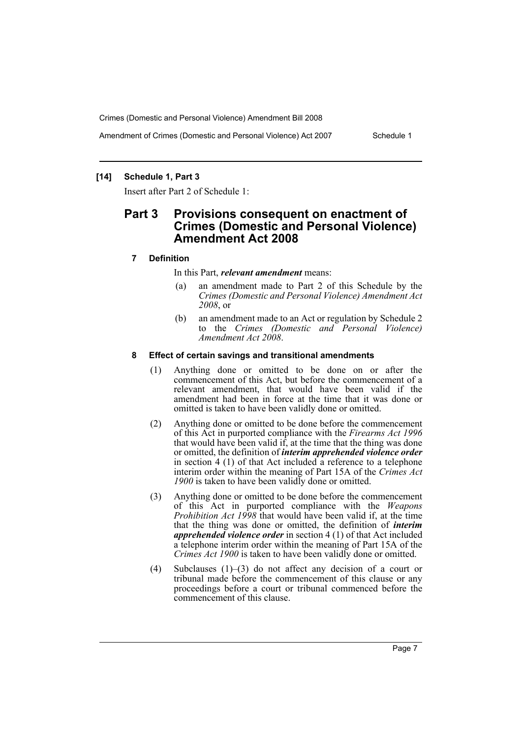### [14] Schedule 1, Part 3

Insert after Part 2 of Schedule 1:

## Part 3 Provisions consequent on enactment of Crimes (Domestic and Personal Violence) Amendment Act 2008

### 7 Definition

In this Part, ***relevant amendment*** means:

(a) an amendment made to Part 2 of this Schedule by the *Crimes (Domestic and Personal Violence) Amendment Act 2008*, or

(b) an amendment made to an Act or regulation by Schedule 2 to the *Crimes (Domestic and Personal Violence) Amendment Act 2008*.

### 8 Effect of certain savings and transitional amendments

(1) Anything done or omitted to be done on or after the commencement of this Act, but before the commencement of a relevant amendment, that would have been valid if the amendment had been in force at the time that it was done or omitted is taken to have been validly done or omitted.

(2) Anything done or omitted to be done before the commencement of this Act in purported compliance with the *Firearms Act 1996* that would have been valid if, at the time that the thing was done or omitted, the definition of ***interim apprehended violence order*** in section 4 (1) of that Act included a reference to a telephone interim order within the meaning of Part 15A of the *Crimes Act 1900* is taken to have been validly done or omitted.

(3) Anything done or omitted to be done before the commencement of this Act in purported compliance with the *Weapons Prohibition Act 1998* that would have been valid if, at the time that the thing was done or omitted, the definition of ***interim apprehended violence order*** in section 4 (1) of that Act included a telephone interim order within the meaning of Part 15A of the *Crimes Act 1900* is taken to have been validly done or omitted.

(4) Subclauses (1)–(3) do not affect any decision of a court or tribunal made before the commencement of this clause or any proceedings before a court or tribunal commenced before the commencement of this clause.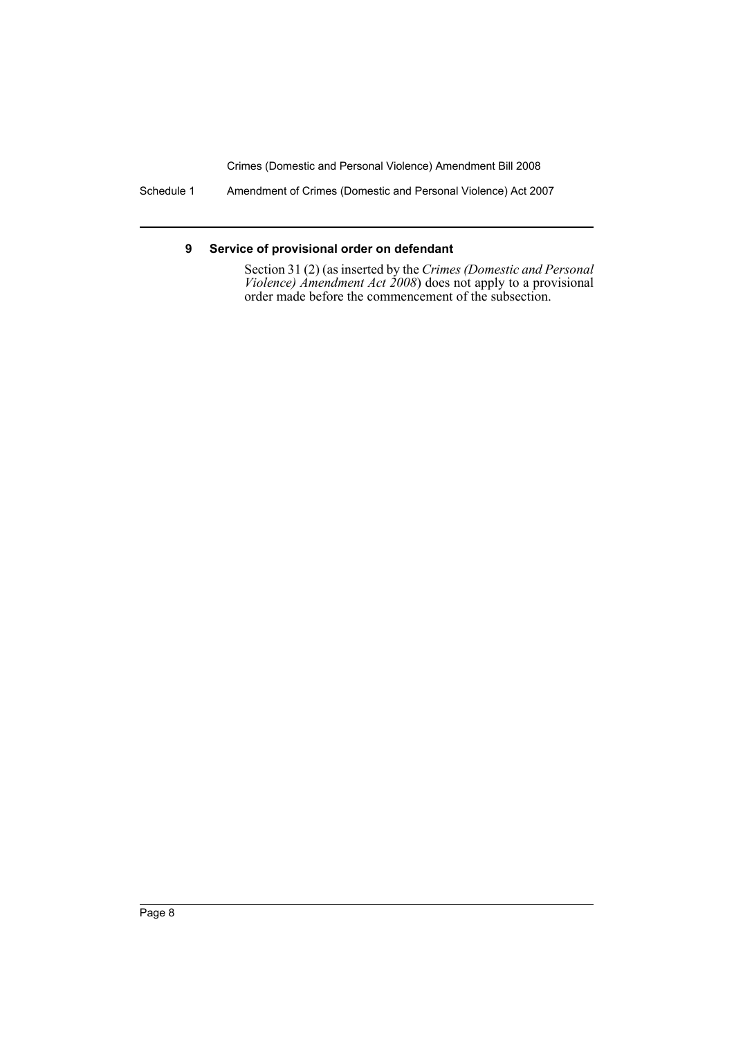### 9 Service of provisional order on defendant

Section 31 (2) (as inserted by the *Crimes (Domestic and Personal Violence) Amendment Act 2008*) does not apply to a provisional order made before the commencement of the subsection.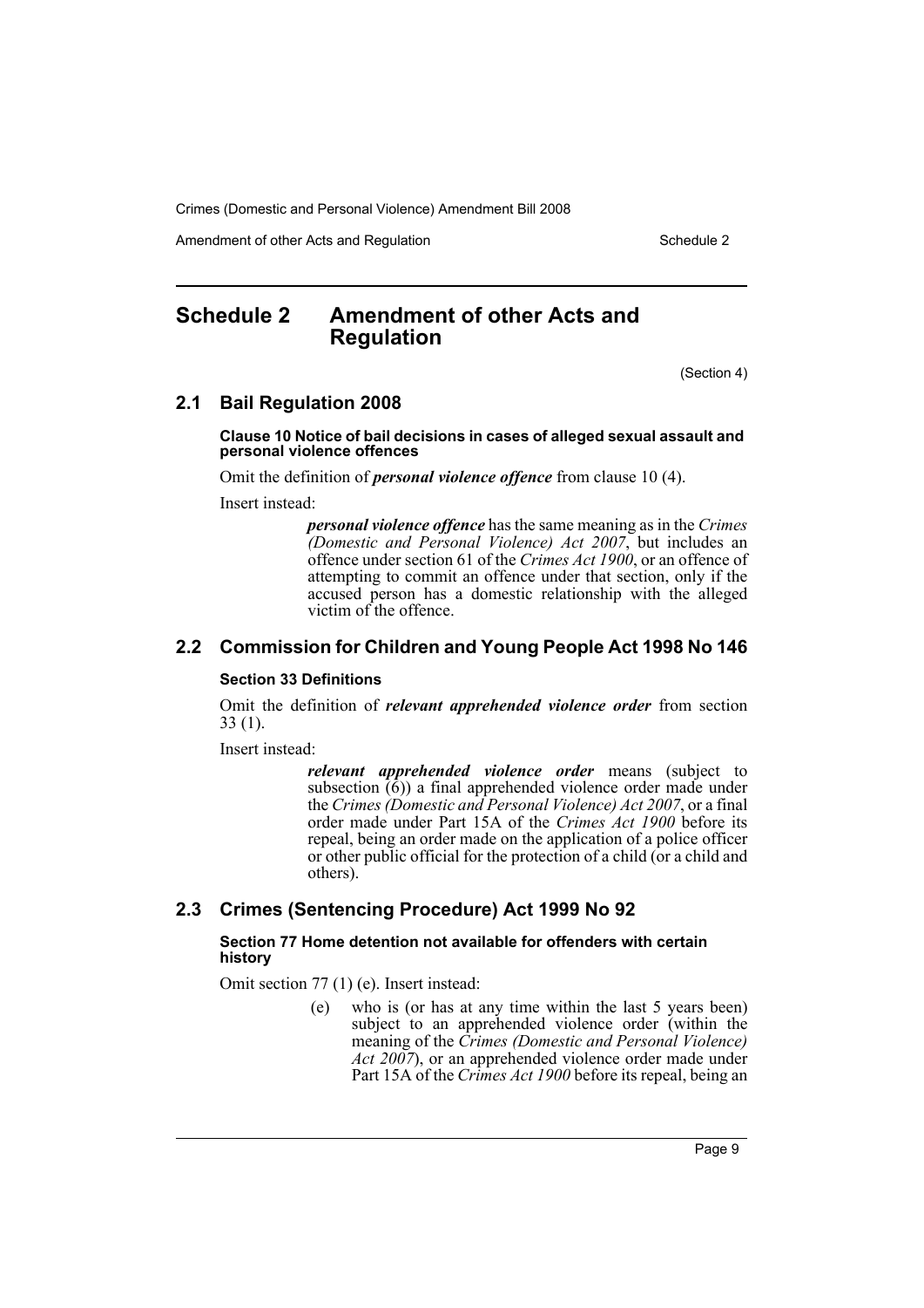# Schedule 2 Amendment of other Acts and Regulation

(Section 4)

## 2.1 Bail Regulation 2008

### Clause 10 Notice of bail decisions in cases of alleged sexual assault and personal violence offences

Omit the definition of ***personal violence offence*** from clause 10 (4).

Insert instead:

> ***personal violence offence*** has the same meaning as in the *Crimes (Domestic and Personal Violence) Act 2007*, but includes an offence under section 61 of the *Crimes Act 1900*, or an offence of attempting to commit an offence under that section, only if the accused person has a domestic relationship with the alleged victim of the offence.

## 2.2 Commission for Children and Young People Act 1998 No 146

### Section 33 Definitions

Omit the definition of ***relevant apprehended violence order*** from section 33 (1).

Insert instead:

> ***relevant apprehended violence order*** means (subject to subsection (6)) a final apprehended violence order made under the *Crimes (Domestic and Personal Violence) Act 2007*, or a final order made under Part 15A of the *Crimes Act 1900* before its repeal, being an order made on the application of a police officer or other public official for the protection of a child (or a child and others).

## 2.3 Crimes (Sentencing Procedure) Act 1999 No 92

### Section 77 Home detention not available for offenders with certain history

Omit section 77 (1) (e). Insert instead:

> (e) who is (or has at any time within the last 5 years been) subject to an apprehended violence order (within the meaning of the *Crimes (Domestic and Personal Violence) Act 2007*), or an apprehended violence order made under Part 15A of the *Crimes Act 1900* before its repeal, being an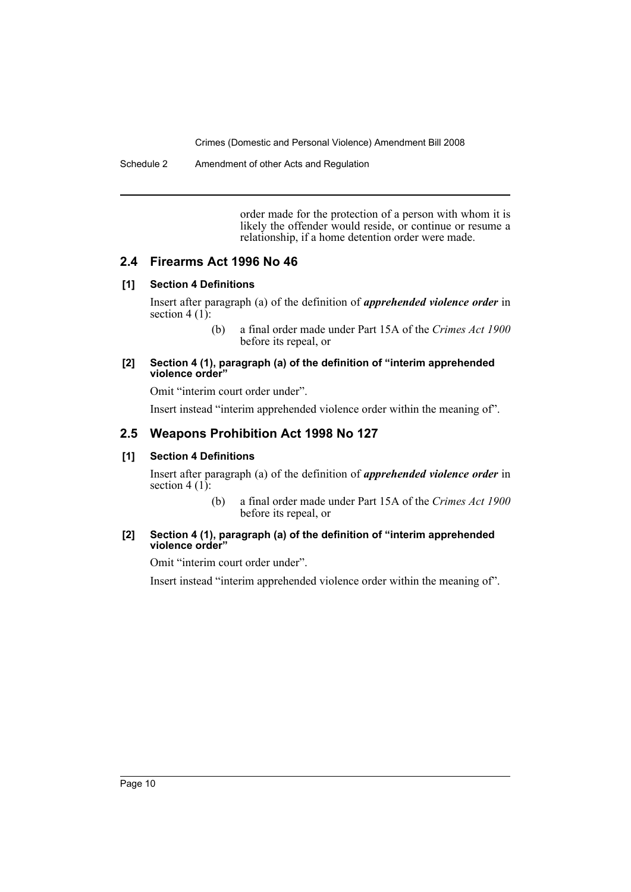order made for the protection of a person with whom it is likely the offender would reside, or continue or resume a relationship, if a home detention order were made.

## 2.4 Firearms Act 1996 No 46

### [1] Section 4 Definitions

Insert after paragraph (a) of the definition of ***apprehended violence order*** in section 4 (1):

> (b) a final order made under Part 15A of the *Crimes Act 1900* before its repeal, or

### [2] Section 4 (1), paragraph (a) of the definition of "interim apprehended violence order"

Omit "interim court order under".

Insert instead "interim apprehended violence order within the meaning of".

## 2.5 Weapons Prohibition Act 1998 No 127

### [1] Section 4 Definitions

Insert after paragraph (a) of the definition of ***apprehended violence order*** in section 4 (1):

> (b) a final order made under Part 15A of the *Crimes Act 1900* before its repeal, or

### [2] Section 4 (1), paragraph (a) of the definition of "interim apprehended violence order"

Omit "interim court order under".

Insert instead "interim apprehended violence order within the meaning of".